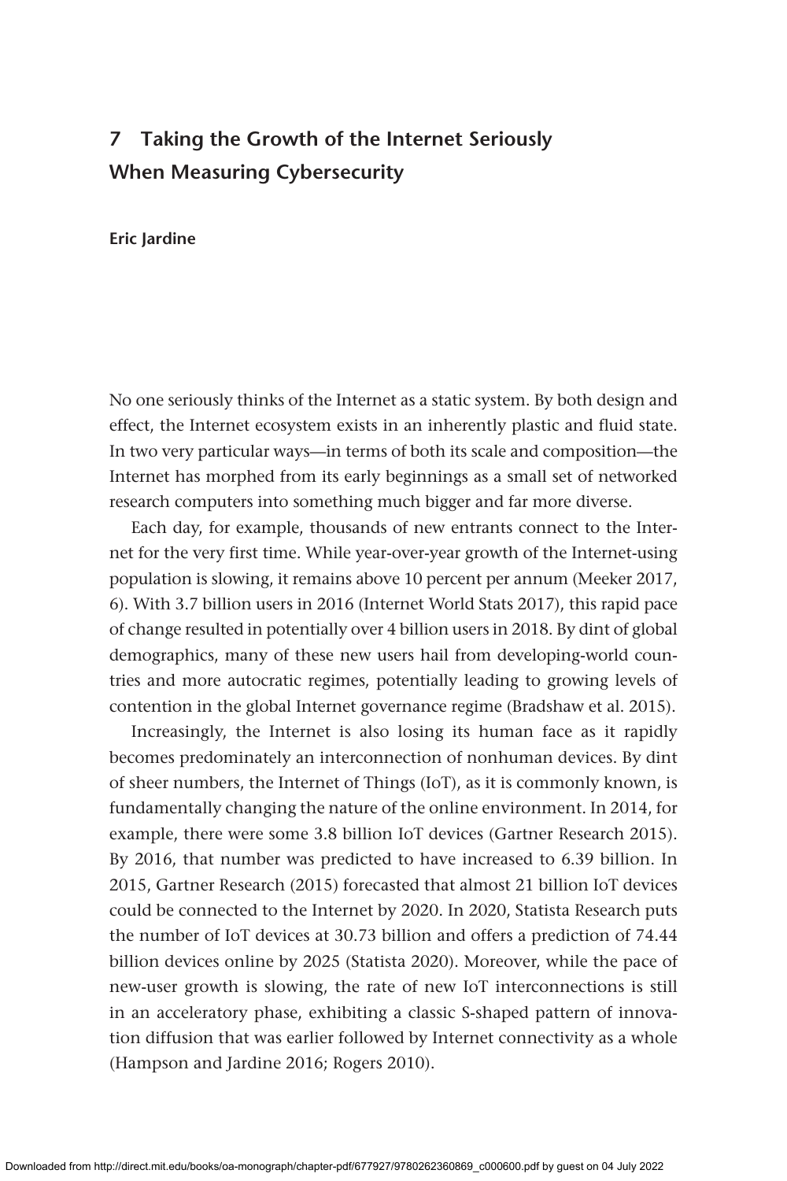# 7 Taking the Growth of the Internet Seriously When Measuring Cybersecurity

**Eric Jardine**

No one seriously thinks of the Internet as a static system. By both design and effect, the Internet ecosystem exists in an inherently plastic and fluid state. In two very particular ways—in terms of both its scale and composition—the Internet has morphed from its early beginnings as a small set of networked research computers into something much bigger and far more diverse.

Each day, for example, thousands of new entrants connect to the Internet for the very first time. While year-over-year growth of the Internet-using population is slowing, it remains above 10 percent per annum (Meeker 2017, 6). With 3.7 billion users in 2016 (Internet World Stats 2017), this rapid pace of change resulted in potentially over 4 billion users in 2018. By dint of global demographics, many of these new users hail from developing-world countries and more autocratic regimes, potentially leading to growing levels of contention in the global Internet governance regime (Bradshaw et al. 2015).

Increasingly, the Internet is also losing its human face as it rapidly becomes predominately an interconnection of nonhuman devices. By dint of sheer numbers, the Internet of Things (IoT), as it is commonly known, is fundamentally changing the nature of the online environment. In 2014, for example, there were some 3.8 billion IoT devices (Gartner Research 2015). By 2016, that number was predicted to have increased to 6.39 billion. In 2015, Gartner Research (2015) forecasted that almost 21 billion IoT devices could be connected to the Internet by 2020. In 2020, Statista Research puts the number of IoT devices at 30.73 billion and offers a prediction of 74.44 billion devices online by 2025 (Statista 2020). Moreover, while the pace of new-user growth is slowing, the rate of new IoT interconnections is still in an acceleratory phase, exhibiting a classic S-shaped pattern of innovation diffusion that was earlier followed by Internet connectivity as a whole (Hampson and Jardine 2016; Rogers 2010).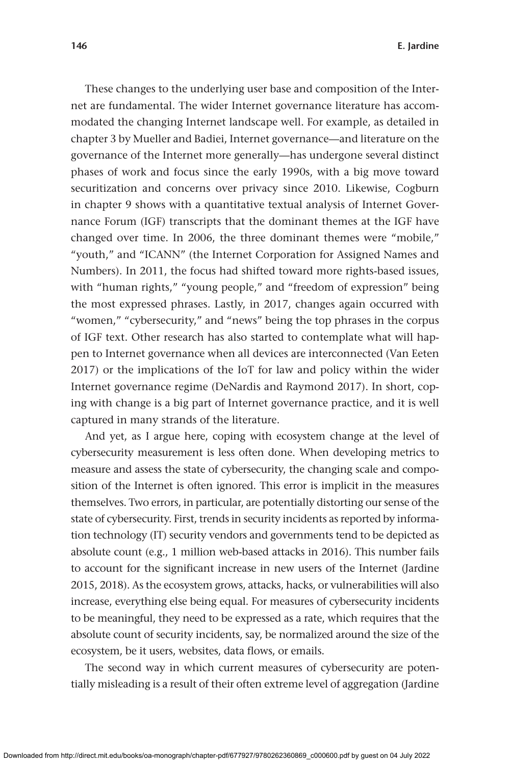These changes to the underlying user base and composition of the Internet are fundamental. The wider Internet governance literature has accommodated the changing Internet landscape well. For example, as detailed in chapter 3 by Mueller and Badiei, Internet governance—and literature on the governance of the Internet more generally—has undergone several distinct phases of work and focus since the early 1990s, with a big move toward securitization and concerns over privacy since 2010. Likewise, Cogburn in chapter 9 shows with a quantitative textual analysis of Internet Governance Forum (IGF) transcripts that the dominant themes at the IGF have changed over time. In 2006, the three dominant themes were "mobile," "youth," and "ICANN" (the Internet Corporation for Assigned Names and Numbers). In 2011, the focus had shifted toward more rights-based issues, with "human rights," "young people," and "freedom of expression" being the most expressed phrases. Lastly, in 2017, changes again occurred with "women," "cybersecurity," and "news" being the top phrases in the corpus of IGF text. Other research has also started to contemplate what will happen to Internet governance when all devices are interconnected (Van Eeten 2017) or the implications of the IoT for law and policy within the wider Internet governance regime (DeNardis and Raymond 2017). In short, coping with change is a big part of Internet governance practice, and it is well captured in many strands of the literature.

And yet, as I argue here, coping with ecosystem change at the level of cybersecurity measurement is less often done. When developing metrics to measure and assess the state of cybersecurity, the changing scale and composition of the Internet is often ignored. This error is implicit in the measures themselves. Two errors, in particular, are potentially distorting our sense of the state of cybersecurity. First, trends in security incidents as reported by information technology (IT) security vendors and governments tend to be depicted as absolute count (e.g., 1 million web-based attacks in 2016). This number fails to account for the significant increase in new users of the Internet (Jardine 2015, 2018). As the ecosystem grows, attacks, hacks, or vulnerabilities will also increase, everything else being equal. For measures of cybersecurity incidents to be meaningful, they need to be expressed as a rate, which requires that the absolute count of security incidents, say, be normalized around the size of the ecosystem, be it users, websites, data flows, or emails.

The second way in which current measures of cybersecurity are potentially misleading is a result of their often extreme level of aggregation (Jardine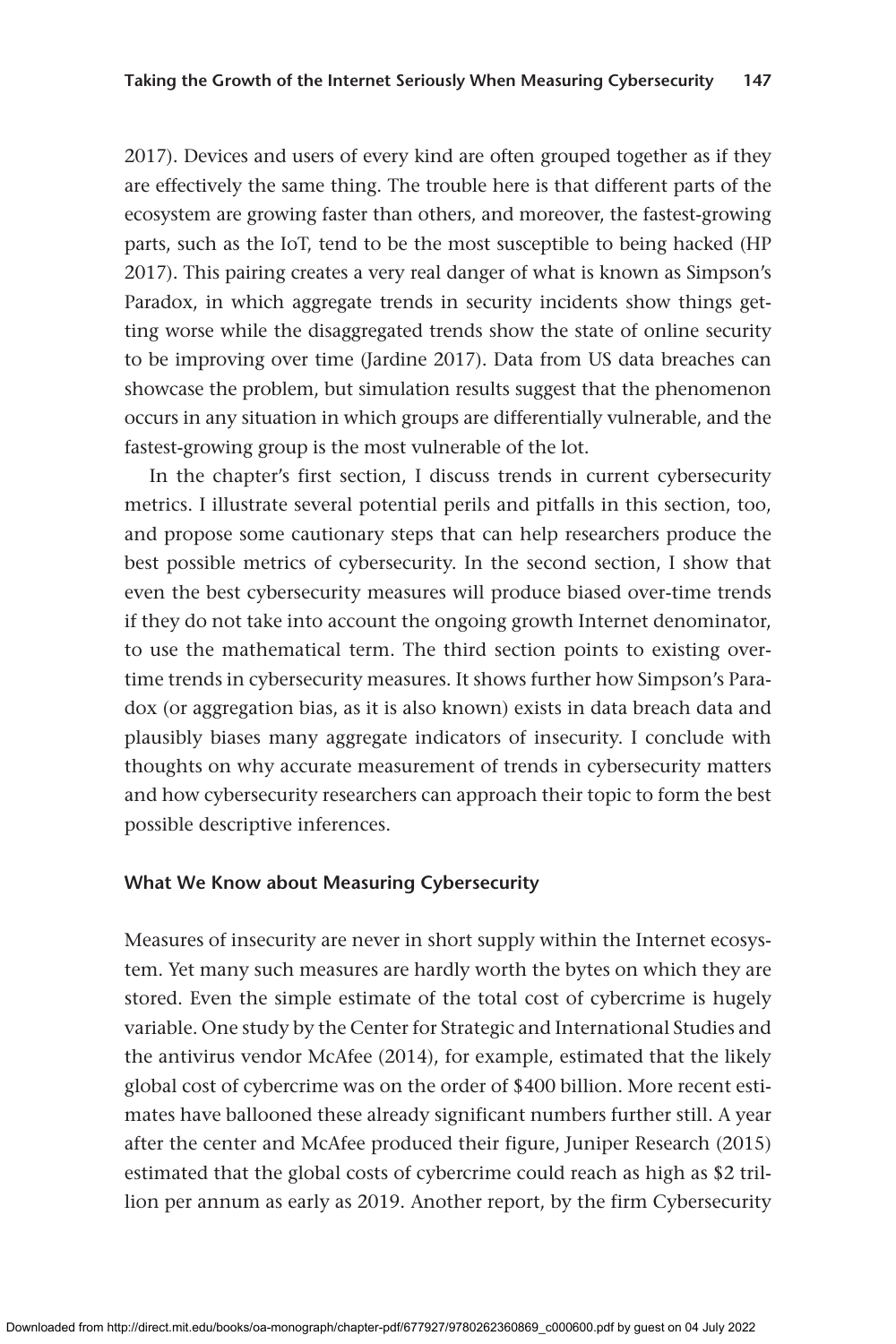2017). Devices and users of every kind are often grouped together as if they are effectively the same thing. The trouble here is that different parts of the ecosystem are growing faster than others, and moreover, the fastest-growing parts, such as the IoT, tend to be the most susceptible to being hacked (HP 2017). This pairing creates a very real danger of what is known as Simpson's Paradox, in which aggregate trends in security incidents show things getting worse while the disaggregated trends show the state of online security to be improving over time (Jardine 2017). Data from US data breaches can showcase the problem, but simulation results suggest that the phenomenon occurs in any situation in which groups are differentially vulnerable, and the fastest-growing group is the most vulnerable of the lot.

In the chapter's first section, I discuss trends in current cybersecurity metrics. I illustrate several potential perils and pitfalls in this section, too, and propose some cautionary steps that can help researchers produce the best possible metrics of cybersecurity. In the second section, I show that even the best cybersecurity measures will produce biased over-time trends if they do not take into account the ongoing growth Internet denominator, to use the mathematical term. The third section points to existing over-time trends in cybersecurity measures. It shows further how Simpson's Paradox (or aggregation bias, as it is also known) exists in data breach data and plausibly biases many aggregate indicators of insecurity. I conclude with thoughts on why accurate measurement of trends in cybersecurity matters and how cybersecurity researchers can approach their topic to form the best possible descriptive inferences.

### What We Know about Measuring Cybersecurity

Measures of insecurity are never in short supply within the Internet ecosystem. Yet many such measures are hardly worth the bytes on which they are stored. Even the simple estimate of the total cost of cybercrime is hugely variable. One study by the Center for Strategic and International Studies and the antivirus vendor McAfee (2014), for example, estimated that the likely global cost of cybercrime was on the order of $400 billion. More recent estimates have ballooned these already significant numbers further still. A year after the center and McAfee produced their figure, Juniper Research (2015) estimated that the global costs of cybercrime could reach as high as $2 trillion per annum as early as 2019. Another report, by the firm Cybersecurity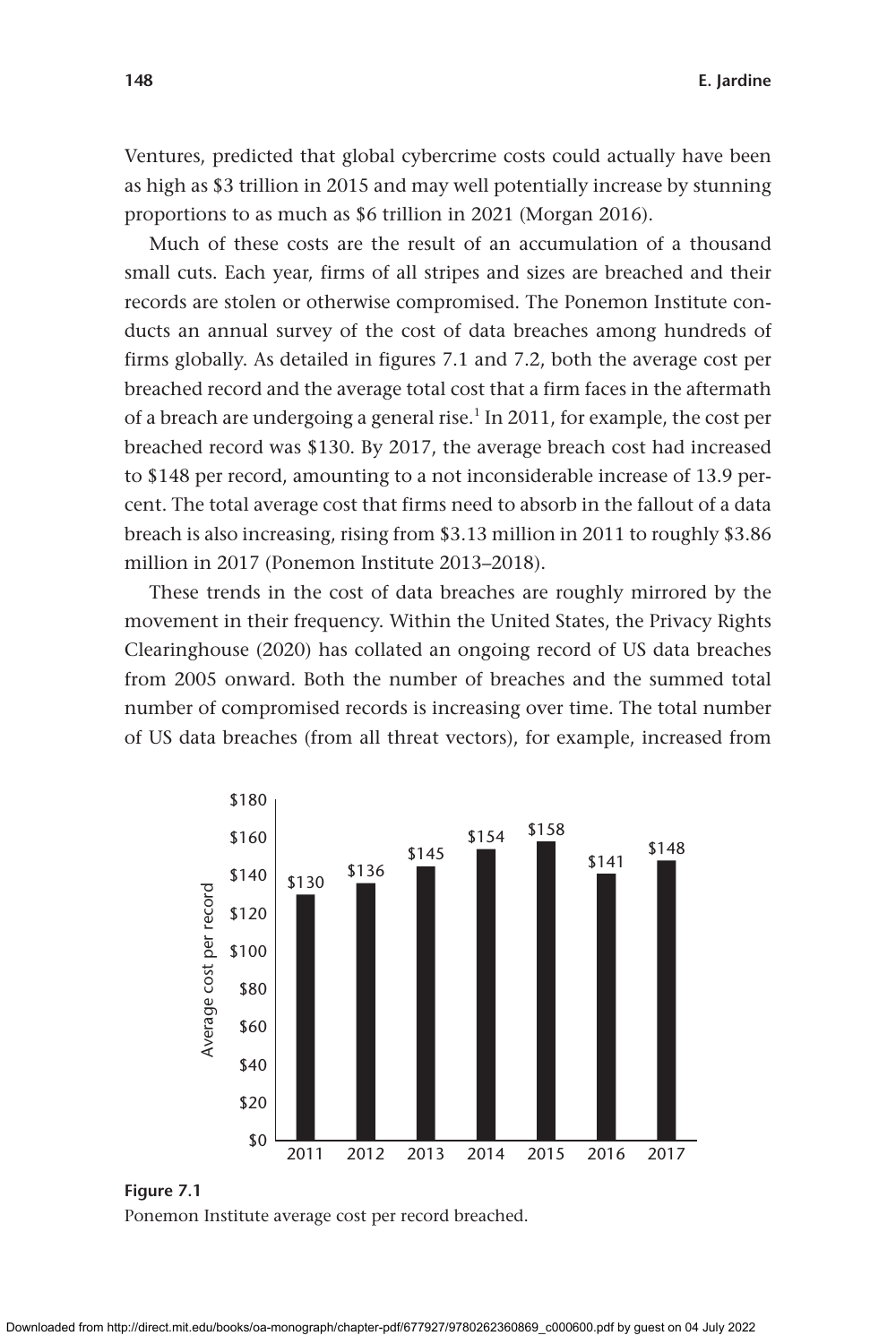Ventures, predicted that global cybercrime costs could actually have been as high as $3 trillion in 2015 and may well potentially increase by stunning proportions to as much as $6 trillion in 2021 (Morgan 2016).

Much of these costs are the result of an accumulation of a thousand small cuts. Each year, firms of all stripes and sizes are breached and their records are stolen or otherwise compromised. The Ponemon Institute conducts an annual survey of the cost of data breaches among hundreds of firms globally. As detailed in figures 7.1 and 7.2, both the average cost per breached record and the average total cost that a firm faces in the aftermath of a breach are undergoing a general rise.[1] In 2011, for example, the cost per breached record was $130. By 2017, the average breach cost had increased to $148 per record, amounting to a not inconsiderable increase of 13.9 percent. The total average cost that firms need to absorb in the fallout of a data breach is also increasing, rising from $3.13 million in 2011 to roughly $3.86 million in 2017 (Ponemon Institute 2013–2018).

These trends in the cost of data breaches are roughly mirrored by the movement in their frequency. Within the United States, the Privacy Rights Clearinghouse (2020) has collated an ongoing record of US data breaches from 2005 onward. Both the number of breaches and the summed total number of compromised records is increasing over time. The total number of US data breaches (from all threat vectors), for example, increased from

Average cost per record

$180
$160
$140
$120
$100
$80
$60
$40
$20
$0

$130 $136 $145 $154 $158 $141 $148

2011 2012 2013 2014 2015 2016 2017

**Figure 7.1**
Ponemon Institute average cost per record breached.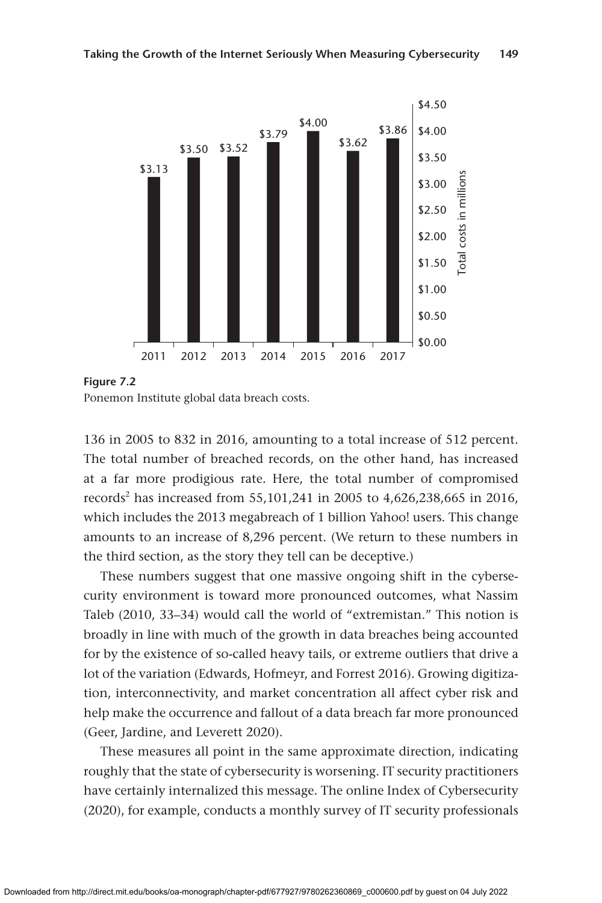$4.50

$4.00

$3.50

$3.00

$2.50

$2.00

$1.50

$1.00

$0.50

$0.00

Total costs in millions

$3.13 $3.50 $3.52 $3.79 $4.00 $3.62 $3.86

2011 2012 2013 2014 2015 2016 2017

**Figure 7.2**
Ponemon Institute global data breach costs.

136 in 2005 to 832 in 2016, amounting to a total increase of 512 percent. The total number of breached records, on the other hand, has increased at a far more prodigious rate. Here, the total number of compromised records[2] has increased from 55,101,241 in 2005 to 4,626,238,665 in 2016, which includes the 2013 megabreach of 1 billion Yahoo! users. This change amounts to an increase of 8,296 percent. (We return to these numbers in the third section, as the story they tell can be deceptive.)

These numbers suggest that one massive ongoing shift in the cybersecurity environment is toward more pronounced outcomes, what Nassim Taleb (2010, 33–34) would call the world of "extremistan." This notion is broadly in line with much of the growth in data breaches being accounted for by the existence of so-called heavy tails, or extreme outliers that drive a lot of the variation (Edwards, Hofmeyr, and Forrest 2016). Growing digitization, interconnectivity, and market concentration all affect cyber risk and help make the occurrence and fallout of a data breach far more pronounced (Geer, Jardine, and Leverett 2020).

These measures all point in the same approximate direction, indicating roughly that the state of cybersecurity is worsening. IT security practitioners have certainly internalized this message. The online Index of Cybersecurity (2020), for example, conducts a monthly survey of IT security professionals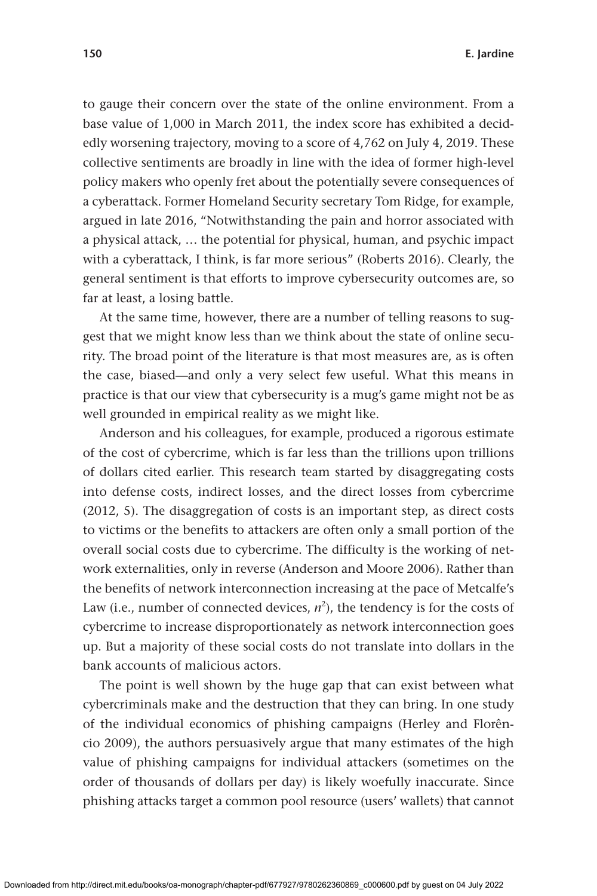to gauge their concern over the state of the online environment. From a base value of 1,000 in March 2011, the index score has exhibited a decidedly worsening trajectory, moving to a score of 4,762 on July 4, 2019. These collective sentiments are broadly in line with the idea of former high-level policy makers who openly fret about the potentially severe consequences of a cyberattack. Former Homeland Security secretary Tom Ridge, for example, argued in late 2016, "Notwithstanding the pain and horror associated with a physical attack, … the potential for physical, human, and psychic impact with a cyberattack, I think, is far more serious" (Roberts 2016). Clearly, the general sentiment is that efforts to improve cybersecurity outcomes are, so far at least, a losing battle.

At the same time, however, there are a number of telling reasons to suggest that we might know less than we think about the state of online security. The broad point of the literature is that most measures are, as is often the case, biased—and only a very select few useful. What this means in practice is that our view that cybersecurity is a mug's game might not be as well grounded in empirical reality as we might like.

Anderson and his colleagues, for example, produced a rigorous estimate of the cost of cybercrime, which is far less than the trillions upon trillions of dollars cited earlier. This research team started by disaggregating costs into defense costs, indirect losses, and the direct losses from cybercrime (2012, 5). The disaggregation of costs is an important step, as direct costs to victims or the benefits to attackers are often only a small portion of the overall social costs due to cybercrime. The difficulty is the working of network externalities, only in reverse (Anderson and Moore 2006). Rather than the benefits of network interconnection increasing at the pace of Metcalfe's Law (i.e., number of connected devices, $n^2$), the tendency is for the costs of cybercrime to increase disproportionately as network interconnection goes up. But a majority of these social costs do not translate into dollars in the bank accounts of malicious actors.

The point is well shown by the huge gap that can exist between what cybercriminals make and the destruction that they can bring. In one study of the individual economics of phishing campaigns (Herley and Florêncio 2009), the authors persuasively argue that many estimates of the high value of phishing campaigns for individual attackers (sometimes on the order of thousands of dollars per day) is likely woefully inaccurate. Since phishing attacks target a common pool resource (users' wallets) that cannot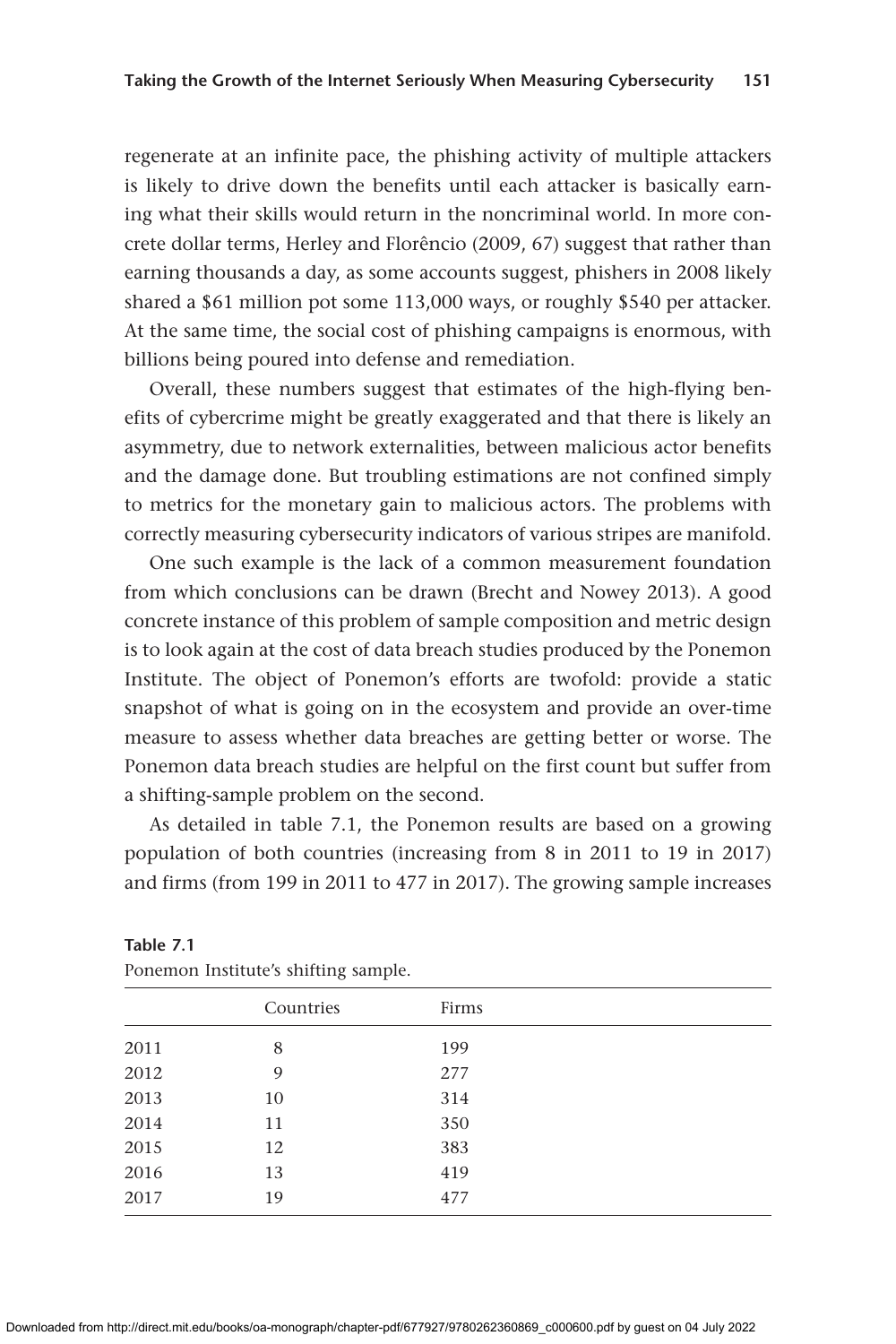regenerate at an infinite pace, the phishing activity of multiple attackers is likely to drive down the benefits until each attacker is basically earning what their skills would return in the noncriminal world. In more concrete dollar terms, Herley and Florêncio (2009, 67) suggest that rather than earning thousands a day, as some accounts suggest, phishers in 2008 likely shared a $61 million pot some 113,000 ways, or roughly $540 per attacker. At the same time, the social cost of phishing campaigns is enormous, with billions being poured into defense and remediation.

Overall, these numbers suggest that estimates of the high-flying benefits of cybercrime might be greatly exaggerated and that there is likely an asymmetry, due to network externalities, between malicious actor benefits and the damage done. But troubling estimations are not confined simply to metrics for the monetary gain to malicious actors. The problems with correctly measuring cybersecurity indicators of various stripes are manifold.

One such example is the lack of a common measurement foundation from which conclusions can be drawn (Brecht and Nowey 2013). A good concrete instance of this problem of sample composition and metric design is to look again at the cost of data breach studies produced by the Ponemon Institute. The object of Ponemon's efforts are twofold: provide a static snapshot of what is going on in the ecosystem and provide an over-time measure to assess whether data breaches are getting better or worse. The Ponemon data breach studies are helpful on the first count but suffer from a shifting-sample problem on the second.

As detailed in table 7.1, the Ponemon results are based on a growing population of both countries (increasing from 8 in 2011 to 19 in 2017) and firms (from 199 in 2011 to 477 in 2017). The growing sample increases

**Table 7.1**
Ponemon Institute's shifting sample.

| | Countries | Firms |
|---|---|---|
| 2011 | 8 | 199 |
| 2012 | 9 | 277 |
| 2013 | 10 | 314 |
| 2014 | 11 | 350 |
| 2015 | 12 | 383 |
| 2016 | 13 | 419 |
| 2017 | 19 | 477 |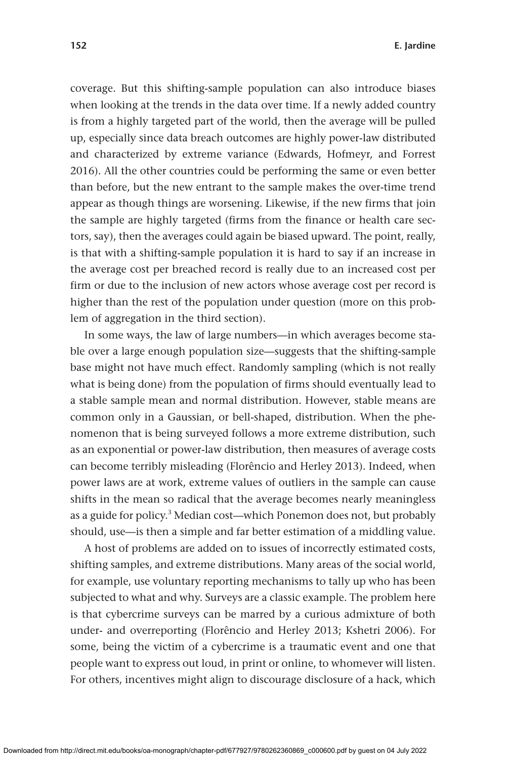coverage. But this shifting-sample population can also introduce biases when looking at the trends in the data over time. If a newly added country is from a highly targeted part of the world, then the average will be pulled up, especially since data breach outcomes are highly power-law distributed and characterized by extreme variance (Edwards, Hofmeyr, and Forrest 2016). All the other countries could be performing the same or even better than before, but the new entrant to the sample makes the over-time trend appear as though things are worsening. Likewise, if the new firms that join the sample are highly targeted (firms from the finance or health care sectors, say), then the averages could again be biased upward. The point, really, is that with a shifting-sample population it is hard to say if an increase in the average cost per breached record is really due to an increased cost per firm or due to the inclusion of new actors whose average cost per record is higher than the rest of the population under question (more on this problem of aggregation in the third section).

In some ways, the law of large numbers—in which averages become stable over a large enough population size—suggests that the shifting-sample base might not have much effect. Randomly sampling (which is not really what is being done) from the population of firms should eventually lead to a stable sample mean and normal distribution. However, stable means are common only in a Gaussian, or bell-shaped, distribution. When the phenomenon that is being surveyed follows a more extreme distribution, such as an exponential or power-law distribution, then measures of average costs can become terribly misleading (Florêncio and Herley 2013). Indeed, when power laws are at work, extreme values of outliers in the sample can cause shifts in the mean so radical that the average becomes nearly meaningless as a guide for policy.[3] Median cost—which Ponemon does not, but probably should, use—is then a simple and far better estimation of a middling value.

A host of problems are added on to issues of incorrectly estimated costs, shifting samples, and extreme distributions. Many areas of the social world, for example, use voluntary reporting mechanisms to tally up who has been subjected to what and why. Surveys are a classic example. The problem here is that cybercrime surveys can be marred by a curious admixture of both under- and overreporting (Florêncio and Herley 2013; Kshetri 2006). For some, being the victim of a cybercrime is a traumatic event and one that people want to express out loud, in print or online, to whomever will listen. For others, incentives might align to discourage disclosure of a hack, which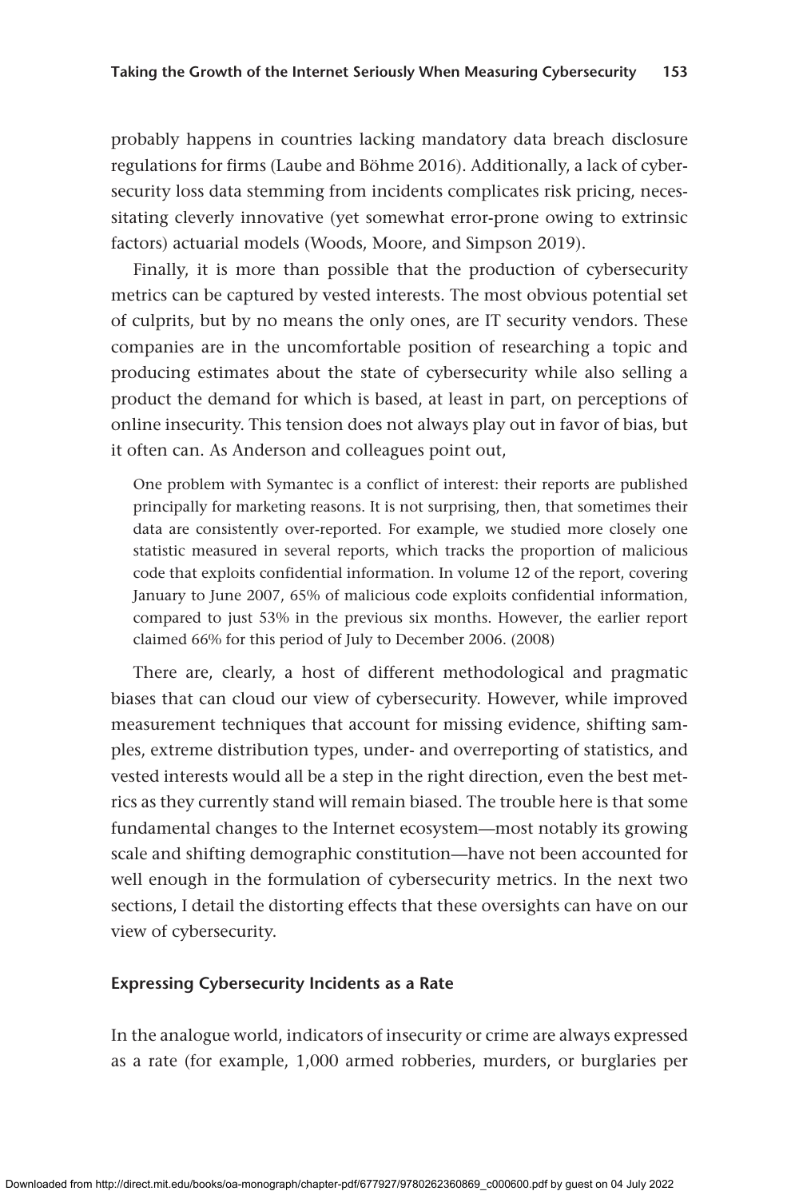probably happens in countries lacking mandatory data breach disclosure regulations for firms (Laube and Böhme 2016). Additionally, a lack of cybersecurity loss data stemming from incidents complicates risk pricing, necessitating cleverly innovative (yet somewhat error-prone owing to extrinsic factors) actuarial models (Woods, Moore, and Simpson 2019).

Finally, it is more than possible that the production of cybersecurity metrics can be captured by vested interests. The most obvious potential set of culprits, but by no means the only ones, are IT security vendors. These companies are in the uncomfortable position of researching a topic and producing estimates about the state of cybersecurity while also selling a product the demand for which is based, at least in part, on perceptions of online insecurity. This tension does not always play out in favor of bias, but it often can. As Anderson and colleagues point out,

> One problem with Symantec is a conflict of interest: their reports are published principally for marketing reasons. It is not surprising, then, that sometimes their data are consistently over-reported. For example, we studied more closely one statistic measured in several reports, which tracks the proportion of malicious code that exploits confidential information. In volume 12 of the report, covering January to June 2007, 65% of malicious code exploits confidential information, compared to just 53% in the previous six months. However, the earlier report claimed 66% for this period of July to December 2006. (2008)

There are, clearly, a host of different methodological and pragmatic biases that can cloud our view of cybersecurity. However, while improved measurement techniques that account for missing evidence, shifting samples, extreme distribution types, under- and overreporting of statistics, and vested interests would all be a step in the right direction, even the best metrics as they currently stand will remain biased. The trouble here is that some fundamental changes to the Internet ecosystem—most notably its growing scale and shifting demographic constitution—have not been accounted for well enough in the formulation of cybersecurity metrics. In the next two sections, I detail the distorting effects that these oversights can have on our view of cybersecurity.

### Expressing Cybersecurity Incidents as a Rate

In the analogue world, indicators of insecurity or crime are always expressed as a rate (for example, 1,000 armed robberies, murders, or burglaries per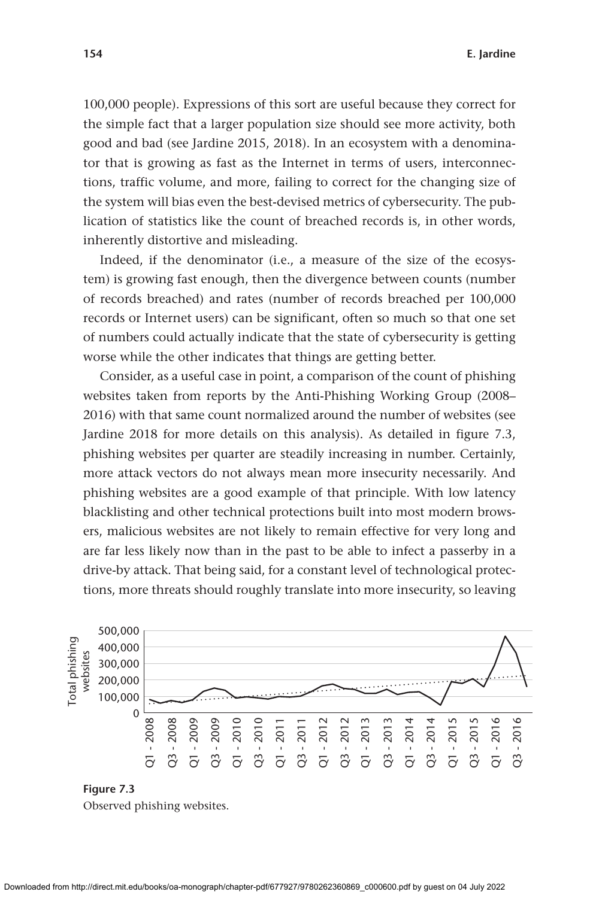100,000 people). Expressions of this sort are useful because they correct for the simple fact that a larger population size should see more activity, both good and bad (see Jardine 2015, 2018). In an ecosystem with a denominator that is growing as fast as the Internet in terms of users, interconnections, traffic volume, and more, failing to correct for the changing size of the system will bias even the best-devised metrics of cybersecurity. The publication of statistics like the count of breached records is, in other words, inherently distortive and misleading.

Indeed, if the denominator (i.e., a measure of the size of the ecosystem) is growing fast enough, then the divergence between counts (number of records breached) and rates (number of records breached per 100,000 records or Internet users) can be significant, often so much so that one set of numbers could actually indicate that the state of cybersecurity is getting worse while the other indicates that things are getting better.

Consider, as a useful case in point, a comparison of the count of phishing websites taken from reports by the Anti-Phishing Working Group (2008–2016) with that same count normalized around the number of websites (see Jardine 2018 for more details on this analysis). As detailed in figure 7.3, phishing websites per quarter are steadily increasing in number. Certainly, more attack vectors do not always mean more insecurity necessarily. And phishing websites are a good example of that principle. With low latency blacklisting and other technical protections built into most modern browsers, malicious websites are not likely to remain effective for very long and are far less likely now than in the past to be able to infect a passerby in a drive-by attack. That being said, for a constant level of technological protections, more threats should roughly translate into more insecurity, so leaving

Total phishing websites

500,000
400,000
300,000
200,000
100,000
0

Q1 - 2008
Q3 - 2008
Q1 - 2009
Q3 - 2009
Q1 - 2010
Q3 - 2010
Q1 - 2011
Q3 - 2011
Q1 - 2012
Q3 - 2012
Q1 - 2013
Q3 - 2013
Q1 - 2014
Q3 - 2014
Q1 - 2015
Q3 - 2015
Q1 - 2016
Q3 - 2016

**Figure 7.3**
Observed phishing websites.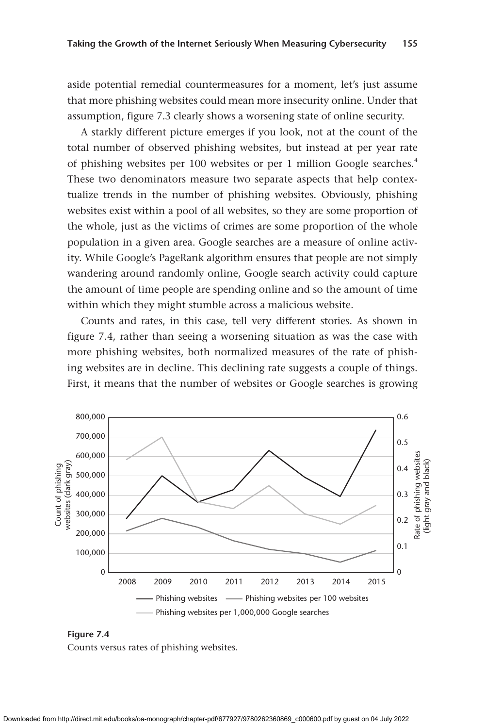aside potential remedial countermeasures for a moment, let's just assume that more phishing websites could mean more insecurity online. Under that assumption, figure 7.3 clearly shows a worsening state of online security.

A starkly different picture emerges if you look, not at the count of the total number of observed phishing websites, but instead at per year rate of phishing websites per 100 websites or per 1 million Google searches.[4] These two denominators measure two separate aspects that help contextualize trends in the number of phishing websites. Obviously, phishing websites exist within a pool of all websites, so they are some proportion of the whole, just as the victims of crimes are some proportion of the whole population in a given area. Google searches are a measure of online activity. While Google's PageRank algorithm ensures that people are not simply wandering around randomly online, Google search activity could capture the amount of time people are spending online and so the amount of time within which they might stumble across a malicious website.

Counts and rates, in this case, tell very different stories. As shown in figure 7.4, rather than seeing a worsening situation as was the case with more phishing websites, both normalized measures of the rate of phishing websites are in decline. This declining rate suggests a couple of things. First, it means that the number of websites or Google searches is growing

Count of phishing websites (dark gray)

800,000
700,000
600,000
500,000
400,000
300,000
200,000
100,000
0

Rate of phishing websites (light gray and black)

0.6
0.5
0.4
0.3
0.2
0.1
0

2008 2009 2010 2011 2012 2013 2014 2015

Phishing websites
Phishing websites per 100 websites
Phishing websites per 1,000,000 Google searches

**Figure 7.4**
Counts versus rates of phishing websites.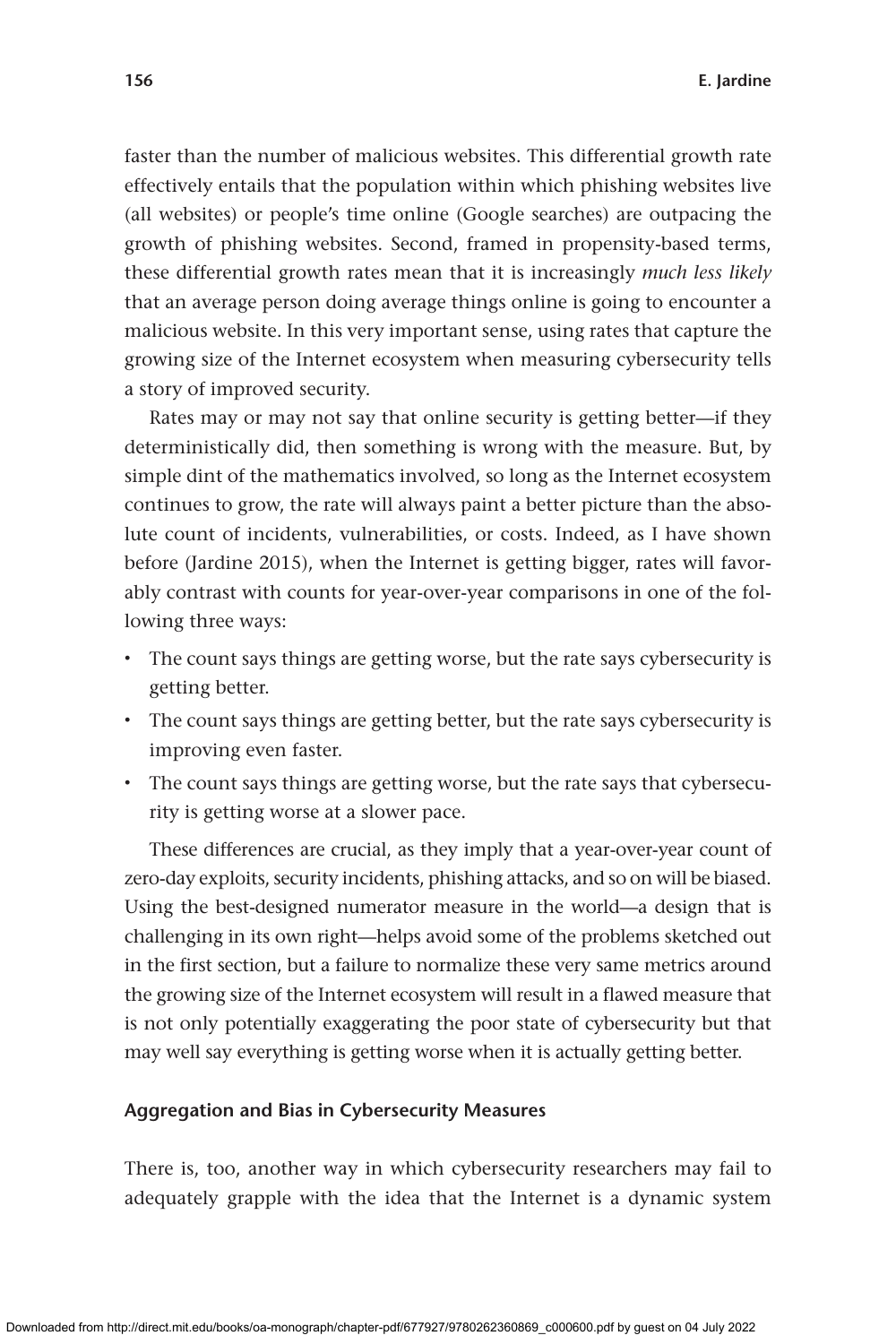faster than the number of malicious websites. This differential growth rate effectively entails that the population within which phishing websites live (all websites) or people's time online (Google searches) are outpacing the growth of phishing websites. Second, framed in propensity-based terms, these differential growth rates mean that it is increasingly *much less likely* that an average person doing average things online is going to encounter a malicious website. In this very important sense, using rates that capture the growing size of the Internet ecosystem when measuring cybersecurity tells a story of improved security.

Rates may or may not say that online security is getting better—if they deterministically did, then something is wrong with the measure. But, by simple dint of the mathematics involved, so long as the Internet ecosystem continues to grow, the rate will always paint a better picture than the absolute count of incidents, vulnerabilities, or costs. Indeed, as I have shown before (Jardine 2015), when the Internet is getting bigger, rates will favorably contrast with counts for year-over-year comparisons in one of the following three ways:

- The count says things are getting worse, but the rate says cybersecurity is getting better.
- The count says things are getting better, but the rate says cybersecurity is improving even faster.
- The count says things are getting worse, but the rate says that cybersecurity is getting worse at a slower pace.

These differences are crucial, as they imply that a year-over-year count of zero-day exploits, security incidents, phishing attacks, and so on will be biased. Using the best-designed numerator measure in the world—a design that is challenging in its own right—helps avoid some of the problems sketched out in the first section, but a failure to normalize these very same metrics around the growing size of the Internet ecosystem will result in a flawed measure that is not only potentially exaggerating the poor state of cybersecurity but that may well say everything is getting worse when it is actually getting better.

### Aggregation and Bias in Cybersecurity Measures

There is, too, another way in which cybersecurity researchers may fail to adequately grapple with the idea that the Internet is a dynamic system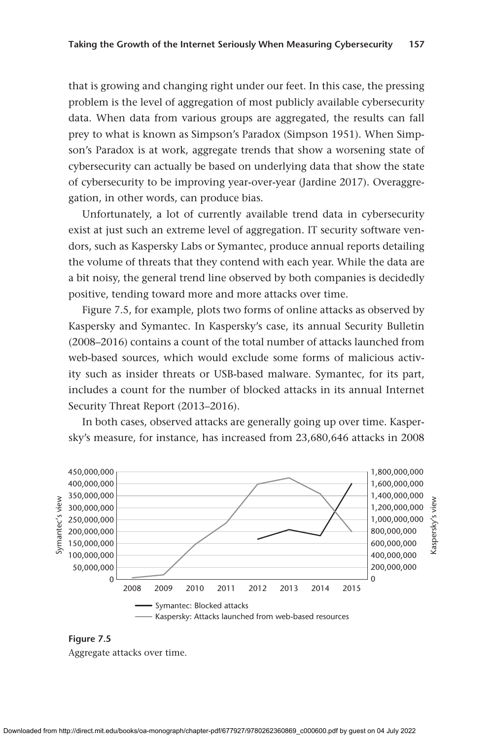that is growing and changing right under our feet. In this case, the pressing problem is the level of aggregation of most publicly available cybersecurity data. When data from various groups are aggregated, the results can fall prey to what is known as Simpson's Paradox (Simpson 1951). When Simpson's Paradox is at work, aggregate trends that show a worsening state of cybersecurity can actually be based on underlying data that show the state of cybersecurity to be improving year-over-year (Jardine 2017). Overaggregation, in other words, can produce bias.

Unfortunately, a lot of currently available trend data in cybersecurity exist at just such an extreme level of aggregation. IT security software vendors, such as Kaspersky Labs or Symantec, produce annual reports detailing the volume of threats that they contend with each year. While the data are a bit noisy, the general trend line observed by both companies is decidedly positive, tending toward more and more attacks over time.

Figure 7.5, for example, plots two forms of online attacks as observed by Kaspersky and Symantec. In Kaspersky's case, its annual Security Bulletin (2008–2016) contains a count of the total number of attacks launched from web-based sources, which would exclude some forms of malicious activity such as insider threats or USB-based malware. Symantec, for its part, includes a count for the number of blocked attacks in its annual Internet Security Threat Report (2013–2016).

In both cases, observed attacks are generally going up over time. Kaspersky's measure, for instance, has increased from 23,680,646 attacks in 2008

Symantec's view
450,000,000
400,000,000
350,000,000
300,000,000
250,000,000
200,000,000
150,000,000
100,000,000
50,000,000
0

Kaspersky's view
1,800,000,000
1,600,000,000
1,400,000,000
1,200,000,000
1,000,000,000
800,000,000
600,000,000
400,000,000
200,000,000
0

2008 2009 2010 2011 2012 2013 2014 2015

Symantec: Blocked attacks
Kaspersky: Attacks launched from web-based resources

**Figure 7.5**
Aggregate attacks over time.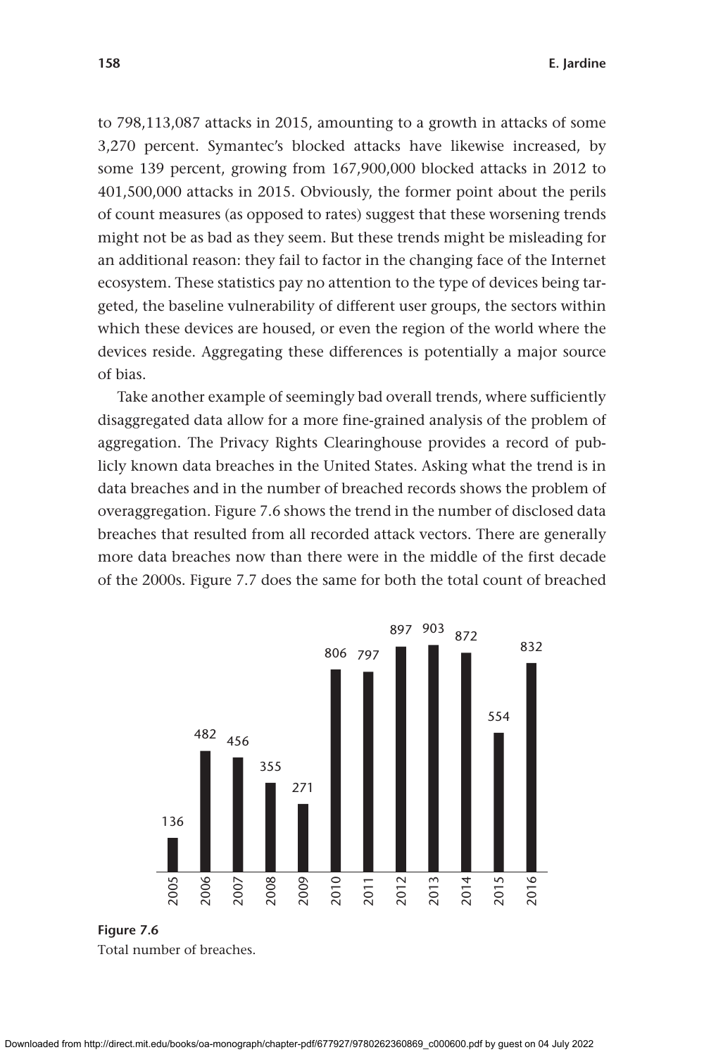to 798,113,087 attacks in 2015, amounting to a growth in attacks of some 3,270 percent. Symantec's blocked attacks have likewise increased, by some 139 percent, growing from 167,900,000 blocked attacks in 2012 to 401,500,000 attacks in 2015. Obviously, the former point about the perils of count measures (as opposed to rates) suggest that these worsening trends might not be as bad as they seem. But these trends might be misleading for an additional reason: they fail to factor in the changing face of the Internet ecosystem. These statistics pay no attention to the type of devices being targeted, the baseline vulnerability of different user groups, the sectors within which these devices are housed, or even the region of the world where the devices reside. Aggregating these differences is potentially a major source of bias.

Take another example of seemingly bad overall trends, where sufficiently disaggregated data allow for a more fine-grained analysis of the problem of aggregation. The Privacy Rights Clearinghouse provides a record of publicly known data breaches in the United States. Asking what the trend is in data breaches and in the number of breached records shows the problem of overaggregation. Figure 7.6 shows the trend in the number of disclosed data breaches that resulted from all recorded attack vectors. There are generally more data breaches now than there were in the middle of the first decade of the 2000s. Figure 7.7 does the same for both the total count of breached

| Year | Breaches |
|---|---|
| 2005 | 136 |
| 2006 | 482 |
| 2007 | 456 |
| 2008 | 355 |
| 2009 | 271 |
| 2010 | 806 |
| 2011 | 797 |
| 2012 | 897 |
| 2013 | 903 |
| 2014 | 872 |
| 2015 | 554 |
| 2016 | 832 |

**Figure 7.6**
Total number of breaches.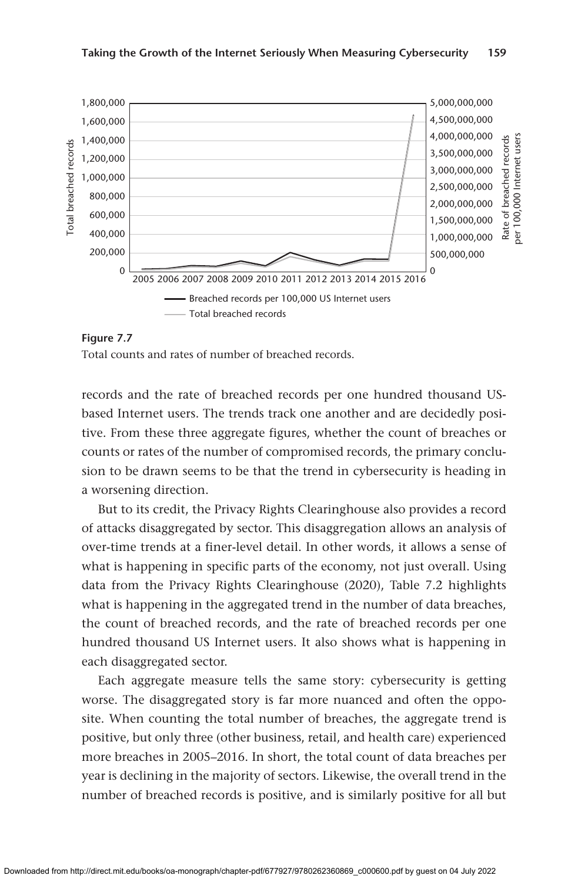1,800,000
1,600,000
1,400,000
1,200,000
1,000,000
800,000
600,000
400,000
200,000
0

Total breached records

5,000,000,000
4,500,000,000
4,000,000,000
3,500,000,000
3,000,000,000
2,500,000,000
2,000,000,000
1,500,000,000
1,000,000,000
500,000,000
0

Rate of breached records per 100,000 Internet users

2005 2006 2007 2008 2009 2010 2011 2012 2013 2014 2015 2016

Breached records per 100,000 US Internet users

Total breached records

**Figure 7.7**

Total counts and rates of number of breached records.

records and the rate of breached records per one hundred thousand US-based Internet users. The trends track one another and are decidedly positive. From these three aggregate figures, whether the count of breaches or counts or rates of the number of compromised records, the primary conclusion to be drawn seems to be that the trend in cybersecurity is heading in a worsening direction.

But to its credit, the Privacy Rights Clearinghouse also provides a record of attacks disaggregated by sector. This disaggregation allows an analysis of over-time trends at a finer-level detail. In other words, it allows a sense of what is happening in specific parts of the economy, not just overall. Using data from the Privacy Rights Clearinghouse (2020), Table 7.2 highlights what is happening in the aggregated trend in the number of data breaches, the count of breached records, and the rate of breached records per one hundred thousand US Internet users. It also shows what is happening in each disaggregated sector.

Each aggregate measure tells the same story: cybersecurity is getting worse. The disaggregated story is far more nuanced and often the opposite. When counting the total number of breaches, the aggregate trend is positive, but only three (other business, retail, and health care) experienced more breaches in 2005–2016. In short, the total count of data breaches per year is declining in the majority of sectors. Likewise, the overall trend in the number of breached records is positive, and is similarly positive for all but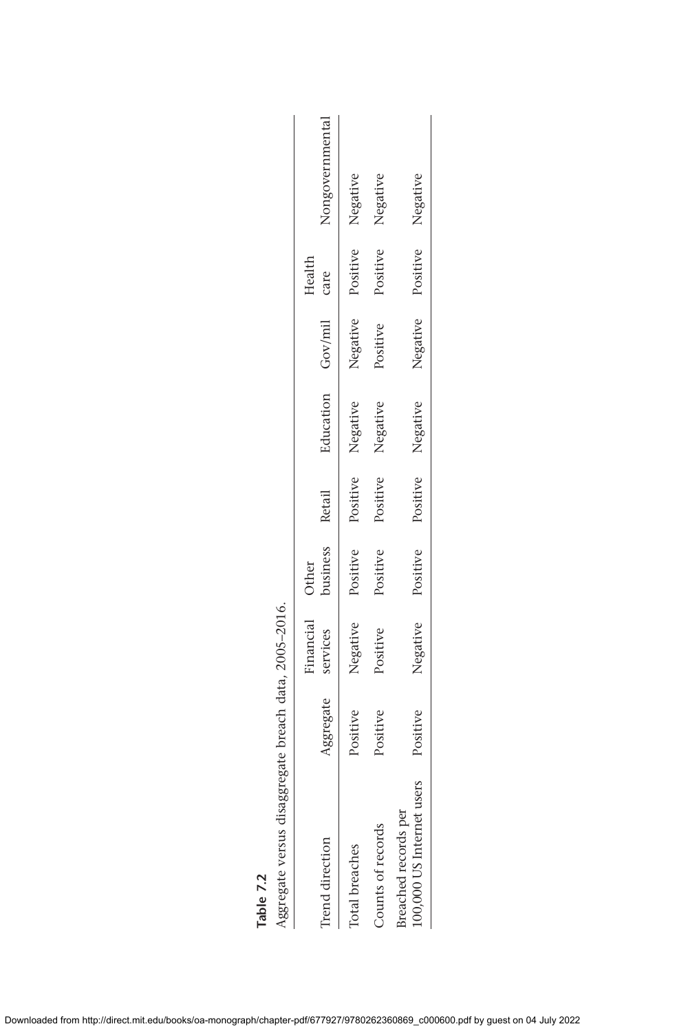**Table 7.2**

Aggregate versus disaggregate breach data, 2005–2016.

| Trend direction | Aggregate | Financial services | Other business | Retail | Education | Gov/mil | Health care | Nongovernmental |
|---|---|---|---|---|---|---|---|---|
| Total breaches | Positive | Negative | Positive | Positive | Negative | Negative | Positive | Negative |
| Counts of records | Positive | Positive | Positive | Positive | Negative | Positive | Positive | Negative |
| Breached records per 100,000 US Internet users | Positive | Negative | Positive | Positive | Negative | Negative | Positive | Negative |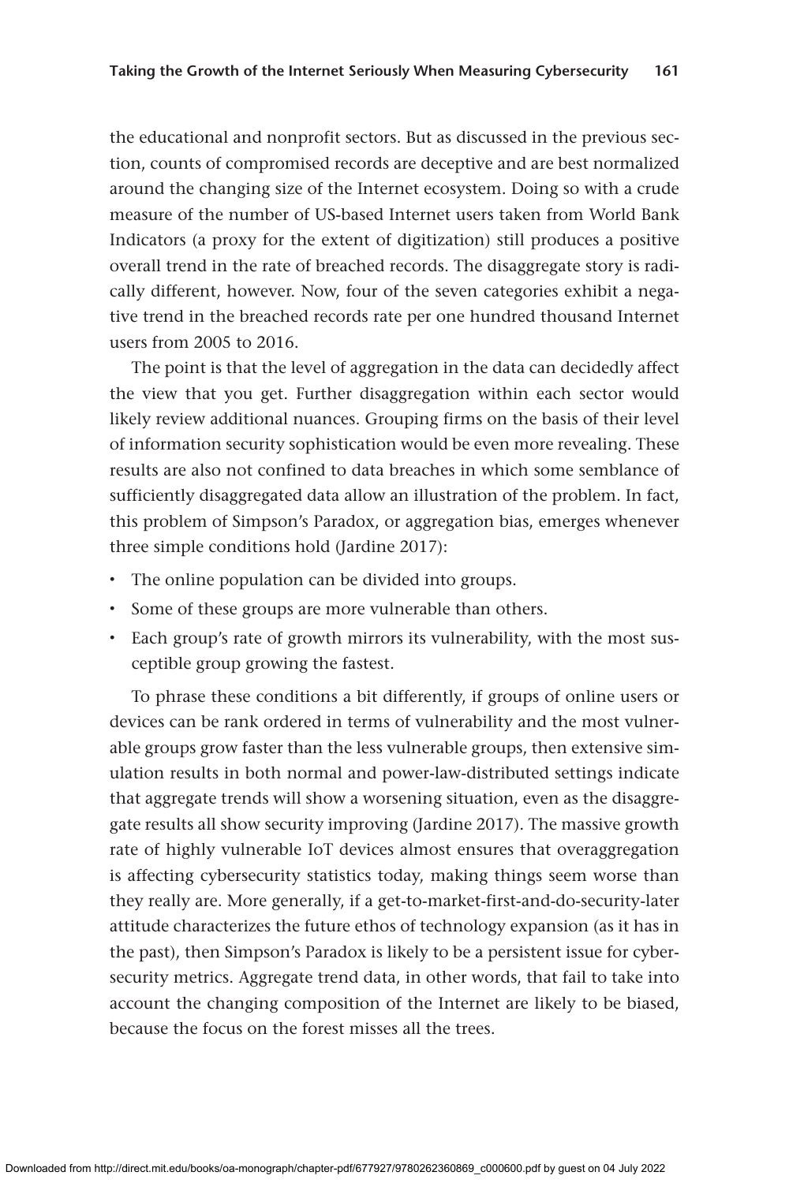the educational and nonprofit sectors. But as discussed in the previous section, counts of compromised records are deceptive and are best normalized around the changing size of the Internet ecosystem. Doing so with a crude measure of the number of US-based Internet users taken from World Bank Indicators (a proxy for the extent of digitization) still produces a positive overall trend in the rate of breached records. The disaggregate story is radically different, however. Now, four of the seven categories exhibit a negative trend in the breached records rate per one hundred thousand Internet users from 2005 to 2016.

The point is that the level of aggregation in the data can decidedly affect the view that you get. Further disaggregation within each sector would likely review additional nuances. Grouping firms on the basis of their level of information security sophistication would be even more revealing. These results are also not confined to data breaches in which some semblance of sufficiently disaggregated data allow an illustration of the problem. In fact, this problem of Simpson's Paradox, or aggregation bias, emerges whenever three simple conditions hold (Jardine 2017):

- The online population can be divided into groups.
- Some of these groups are more vulnerable than others.
- Each group's rate of growth mirrors its vulnerability, with the most susceptible group growing the fastest.

To phrase these conditions a bit differently, if groups of online users or devices can be rank ordered in terms of vulnerability and the most vulnerable groups grow faster than the less vulnerable groups, then extensive simulation results in both normal and power-law-distributed settings indicate that aggregate trends will show a worsening situation, even as the disaggregate results all show security improving (Jardine 2017). The massive growth rate of highly vulnerable IoT devices almost ensures that overaggregation is affecting cybersecurity statistics today, making things seem worse than they really are. More generally, if a get-to-market-first-and-do-security-later attitude characterizes the future ethos of technology expansion (as it has in the past), then Simpson's Paradox is likely to be a persistent issue for cybersecurity metrics. Aggregate trend data, in other words, that fail to take into account the changing composition of the Internet are likely to be biased, because the focus on the forest misses all the trees.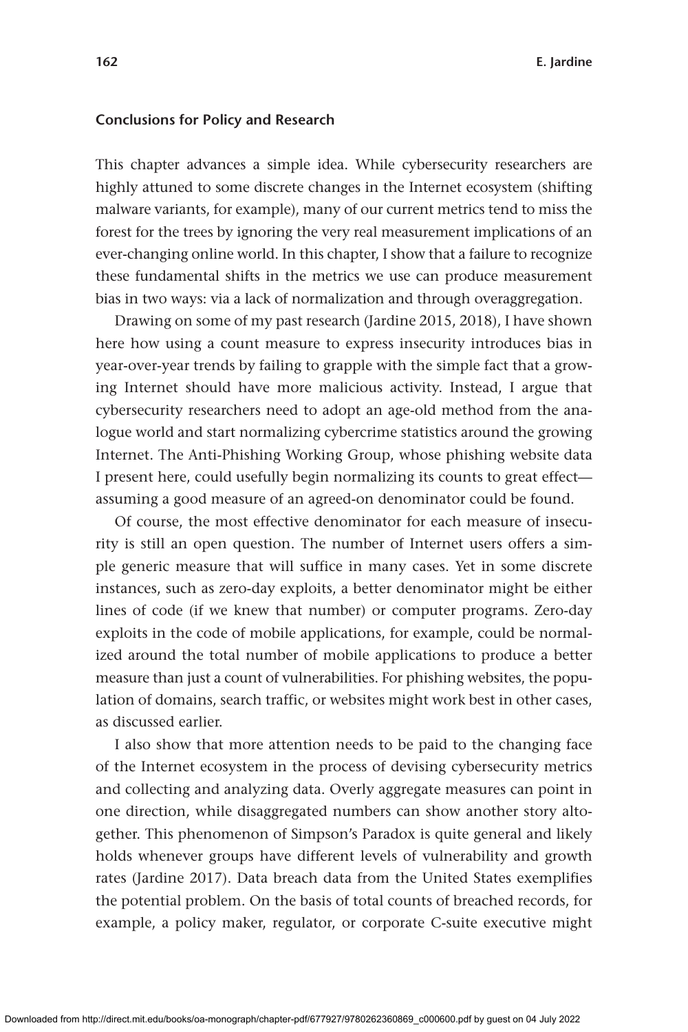## Conclusions for Policy and Research

This chapter advances a simple idea. While cybersecurity researchers are highly attuned to some discrete changes in the Internet ecosystem (shifting malware variants, for example), many of our current metrics tend to miss the forest for the trees by ignoring the very real measurement implications of an ever-changing online world. In this chapter, I show that a failure to recognize these fundamental shifts in the metrics we use can produce measurement bias in two ways: via a lack of normalization and through overaggregation.

Drawing on some of my past research (Jardine 2015, 2018), I have shown here how using a count measure to express insecurity introduces bias in year-over-year trends by failing to grapple with the simple fact that a growing Internet should have more malicious activity. Instead, I argue that cybersecurity researchers need to adopt an age-old method from the analogue world and start normalizing cybercrime statistics around the growing Internet. The Anti-Phishing Working Group, whose phishing website data I present here, could usefully begin normalizing its counts to great effect—assuming a good measure of an agreed-on denominator could be found.

Of course, the most effective denominator for each measure of insecurity is still an open question. The number of Internet users offers a simple generic measure that will suffice in many cases. Yet in some discrete instances, such as zero-day exploits, a better denominator might be either lines of code (if we knew that number) or computer programs. Zero-day exploits in the code of mobile applications, for example, could be normalized around the total number of mobile applications to produce a better measure than just a count of vulnerabilities. For phishing websites, the population of domains, search traffic, or websites might work best in other cases, as discussed earlier.

I also show that more attention needs to be paid to the changing face of the Internet ecosystem in the process of devising cybersecurity metrics and collecting and analyzing data. Overly aggregate measures can point in one direction, while disaggregated numbers can show another story altogether. This phenomenon of Simpson's Paradox is quite general and likely holds whenever groups have different levels of vulnerability and growth rates (Jardine 2017). Data breach data from the United States exemplifies the potential problem. On the basis of total counts of breached records, for example, a policy maker, regulator, or corporate C-suite executive might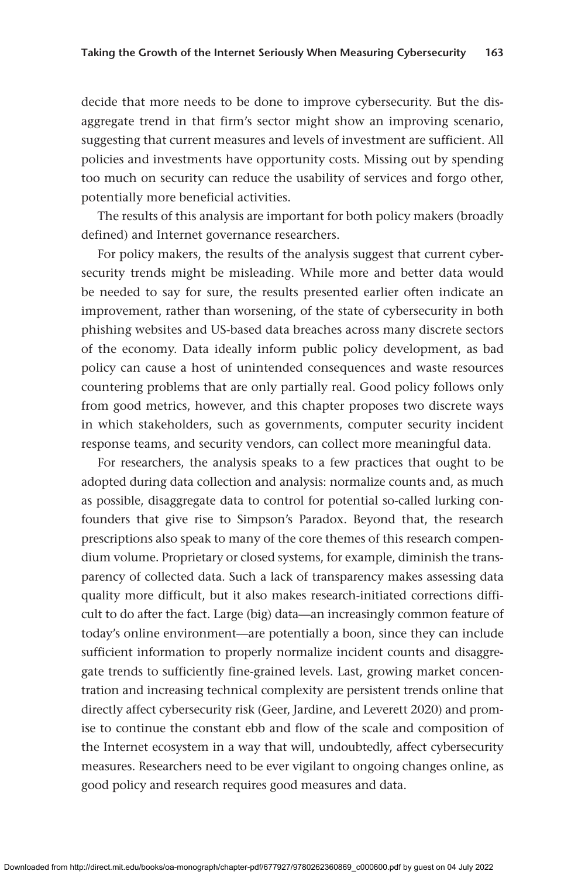decide that more needs to be done to improve cybersecurity. But the disaggregate trend in that firm's sector might show an improving scenario, suggesting that current measures and levels of investment are sufficient. All policies and investments have opportunity costs. Missing out by spending too much on security can reduce the usability of services and forgo other, potentially more beneficial activities.

The results of this analysis are important for both policy makers (broadly defined) and Internet governance researchers.

For policy makers, the results of the analysis suggest that current cybersecurity trends might be misleading. While more and better data would be needed to say for sure, the results presented earlier often indicate an improvement, rather than worsening, of the state of cybersecurity in both phishing websites and US-based data breaches across many discrete sectors of the economy. Data ideally inform public policy development, as bad policy can cause a host of unintended consequences and waste resources countering problems that are only partially real. Good policy follows only from good metrics, however, and this chapter proposes two discrete ways in which stakeholders, such as governments, computer security incident response teams, and security vendors, can collect more meaningful data.

For researchers, the analysis speaks to a few practices that ought to be adopted during data collection and analysis: normalize counts and, as much as possible, disaggregate data to control for potential so-called lurking confounders that give rise to Simpson's Paradox. Beyond that, the research prescriptions also speak to many of the core themes of this research compendium volume. Proprietary or closed systems, for example, diminish the transparency of collected data. Such a lack of transparency makes assessing data quality more difficult, but it also makes research-initiated corrections difficult to do after the fact. Large (big) data—an increasingly common feature of today's online environment—are potentially a boon, since they can include sufficient information to properly normalize incident counts and disaggregate trends to sufficiently fine-grained levels. Last, growing market concentration and increasing technical complexity are persistent trends online that directly affect cybersecurity risk (Geer, Jardine, and Leverett 2020) and promise to continue the constant ebb and flow of the scale and composition of the Internet ecosystem in a way that will, undoubtedly, affect cybersecurity measures. Researchers need to be ever vigilant to ongoing changes online, as good policy and research requires good measures and data.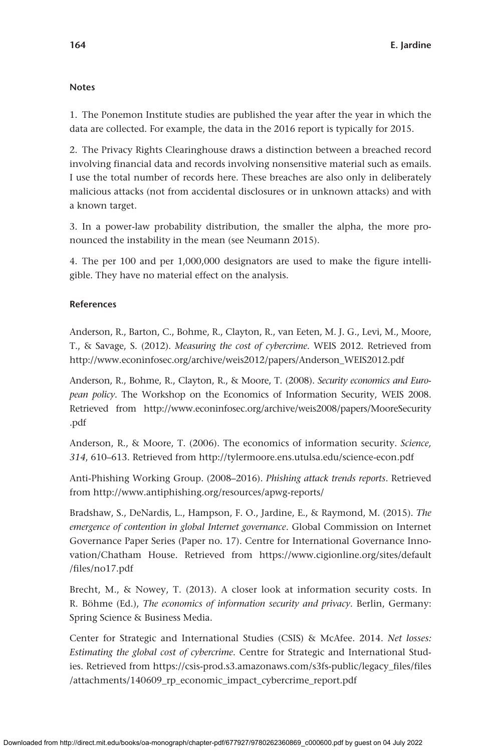### Notes

1. The Ponemon Institute studies are published the year after the year in which the data are collected. For example, the data in the 2016 report is typically for 2015.

2. The Privacy Rights Clearinghouse draws a distinction between a breached record involving financial data and records involving nonsensitive material such as emails. I use the total number of records here. These breaches are also only in deliberately malicious attacks (not from accidental disclosures or in unknown attacks) and with a known target.

3. In a power-law probability distribution, the smaller the alpha, the more pronounced the instability in the mean (see Neumann 2015).

4. The per 100 and per 1,000,000 designators are used to make the figure intelligible. They have no material effect on the analysis.

### References

Anderson, R., Barton, C., Bohme, R., Clayton, R., van Eeten, M. J. G., Levi, M., Moore, T., & Savage, S. (2012). *Measuring the cost of cybercrime*. WEIS 2012. Retrieved from http://www.econinfosec.org/archive/weis2012/papers/Anderson_WEIS2012.pdf

Anderson, R., Bohme, R., Clayton, R., & Moore, T. (2008). *Security economics and European policy*. The Workshop on the Economics of Information Security, WEIS 2008. Retrieved from http://www.econinfosec.org/archive/weis2008/papers/MooreSecurity.pdf

Anderson, R., & Moore, T. (2006). The economics of information security. *Science, 314*, 610–613. Retrieved from http://tylermoore.ens.utulsa.edu/science-econ.pdf

Anti-Phishing Working Group. (2008–2016). *Phishing attack trends reports*. Retrieved from http://www.antiphishing.org/resources/apwg-reports/

Bradshaw, S., DeNardis, L., Hampson, F. O., Jardine, E., & Raymond, M. (2015). *The emergence of contention in global Internet governance*. Global Commission on Internet Governance Paper Series (Paper no. 17). Centre for International Governance Innovation/Chatham House. Retrieved from https://www.cigionline.org/sites/default/files/no17.pdf

Brecht, M., & Nowey, T. (2013). A closer look at information security costs. In R. Böhme (Ed.), *The economics of information security and privacy*. Berlin, Germany: Spring Science & Business Media.

Center for Strategic and International Studies (CSIS) & McAfee. 2014. *Net losses: Estimating the global cost of cybercrime*. Centre for Strategic and International Studies. Retrieved from https://csis-prod.s3.amazonaws.com/s3fs-public/legacy_files/files/attachments/140609_rp_economic_impact_cybercrime_report.pdf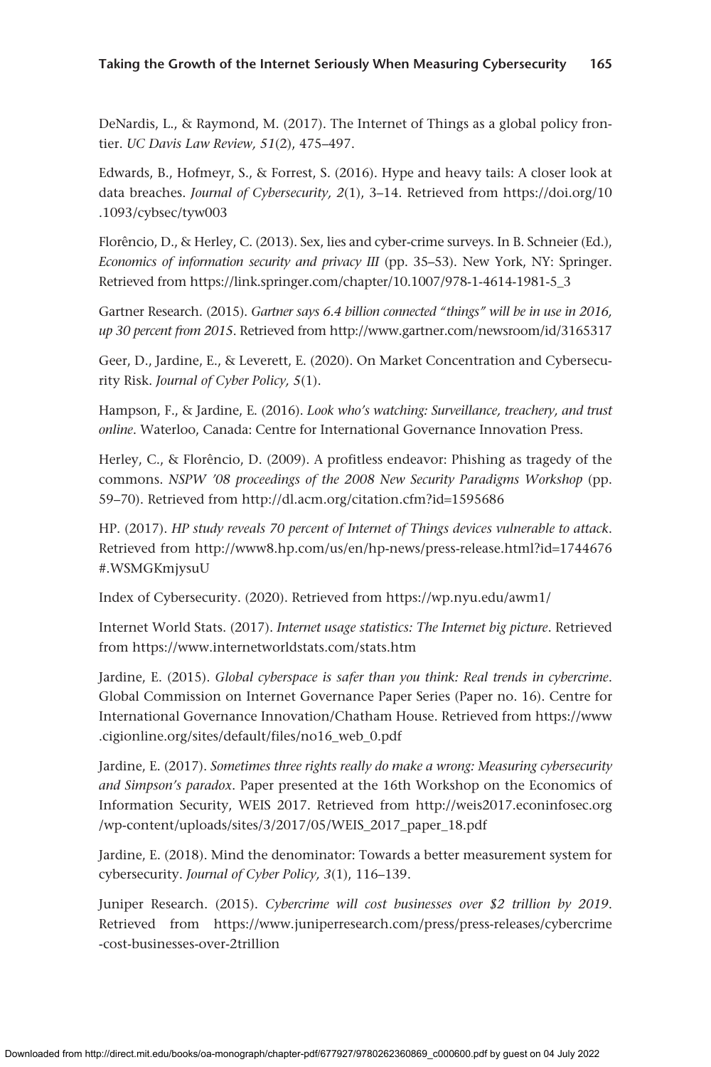DeNardis, L., & Raymond, M. (2017). The Internet of Things as a global policy frontier. *UC Davis Law Review, 51*(2), 475–497.

Edwards, B., Hofmeyr, S., & Forrest, S. (2016). Hype and heavy tails: A closer look at data breaches. *Journal of Cybersecurity, 2*(1), 3–14. Retrieved from https://doi.org/10.1093/cybsec/tyw003

Florêncio, D., & Herley, C. (2013). Sex, lies and cyber-crime surveys. In B. Schneier (Ed.), *Economics of information security and privacy III* (pp. 35–53). New York, NY: Springer. Retrieved from https://link.springer.com/chapter/10.1007/978-1-4614-1981-5_3

Gartner Research. (2015). *Gartner says 6.4 billion connected "things" will be in use in 2016, up 30 percent from 2015*. Retrieved from http://www.gartner.com/newsroom/id/3165317

Geer, D., Jardine, E., & Leverett, E. (2020). On Market Concentration and Cybersecurity Risk. *Journal of Cyber Policy, 5*(1).

Hampson, F., & Jardine, E. (2016). *Look who's watching: Surveillance, treachery, and trust online*. Waterloo, Canada: Centre for International Governance Innovation Press.

Herley, C., & Florêncio, D. (2009). A profitless endeavor: Phishing as tragedy of the commons. *NSPW '08 proceedings of the 2008 New Security Paradigms Workshop* (pp. 59–70). Retrieved from http://dl.acm.org/citation.cfm?id=1595686

HP. (2017). *HP study reveals 70 percent of Internet of Things devices vulnerable to attack*. Retrieved from http://www8.hp.com/us/en/hp-news/press-release.html?id=1744676#.WSMGKmjysuU

Index of Cybersecurity. (2020). Retrieved from https://wp.nyu.edu/awm1/

Internet World Stats. (2017). *Internet usage statistics: The Internet big picture*. Retrieved from https://www.internetworldstats.com/stats.htm

Jardine, E. (2015). *Global cyberspace is safer than you think: Real trends in cybercrime*. Global Commission on Internet Governance Paper Series (Paper no. 16). Centre for International Governance Innovation/Chatham House. Retrieved from https://www.cigionline.org/sites/default/files/no16_web_0.pdf

Jardine, E. (2017). *Sometimes three rights really do make a wrong: Measuring cybersecurity and Simpson's paradox*. Paper presented at the 16th Workshop on the Economics of Information Security, WEIS 2017. Retrieved from http://weis2017.econinfosec.org/wp-content/uploads/sites/3/2017/05/WEIS_2017_paper_18.pdf

Jardine, E. (2018). Mind the denominator: Towards a better measurement system for cybersecurity. *Journal of Cyber Policy, 3*(1), 116–139.

Juniper Research. (2015). *Cybercrime will cost businesses over $2 trillion by 2019*. Retrieved from https://www.juniperresearch.com/press/press-releases/cybercrime-cost-businesses-over-2trillion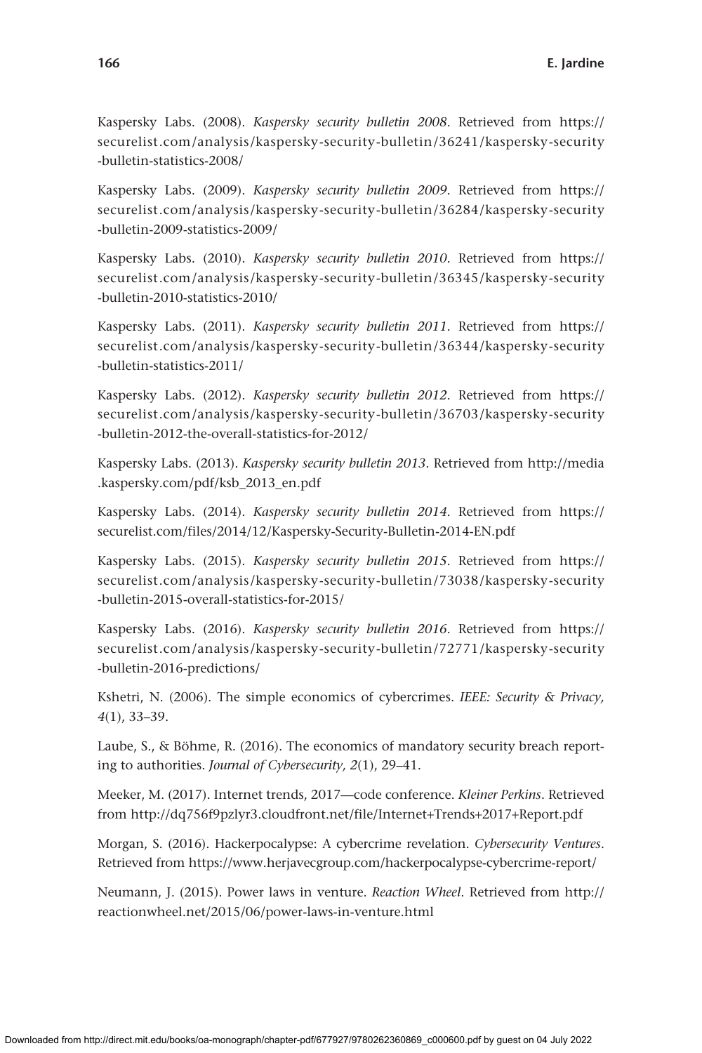Kaspersky Labs. (2008). *Kaspersky security bulletin 2008*. Retrieved from https://securelist.com/analysis/kaspersky-security-bulletin/36241/kaspersky-security-bulletin-statistics-2008/

Kaspersky Labs. (2009). *Kaspersky security bulletin 2009*. Retrieved from https://securelist.com/analysis/kaspersky-security-bulletin/36284/kaspersky-security-bulletin-2009-statistics-2009/

Kaspersky Labs. (2010). *Kaspersky security bulletin 2010*. Retrieved from https://securelist.com/analysis/kaspersky-security-bulletin/36345/kaspersky-security-bulletin-2010-statistics-2010/

Kaspersky Labs. (2011). *Kaspersky security bulletin 2011*. Retrieved from https://securelist.com/analysis/kaspersky-security-bulletin/36344/kaspersky-security-bulletin-statistics-2011/

Kaspersky Labs. (2012). *Kaspersky security bulletin 2012*. Retrieved from https://securelist.com/analysis/kaspersky-security-bulletin/36703/kaspersky-security-bulletin-2012-the-overall-statistics-for-2012/

Kaspersky Labs. (2013). *Kaspersky security bulletin 2013*. Retrieved from http://media.kaspersky.com/pdf/ksb_2013_en.pdf

Kaspersky Labs. (2014). *Kaspersky security bulletin 2014*. Retrieved from https://securelist.com/files/2014/12/Kaspersky-Security-Bulletin-2014-EN.pdf

Kaspersky Labs. (2015). *Kaspersky security bulletin 2015*. Retrieved from https://securelist.com/analysis/kaspersky-security-bulletin/73038/kaspersky-security-bulletin-2015-overall-statistics-for-2015/

Kaspersky Labs. (2016). *Kaspersky security bulletin 2016*. Retrieved from https://securelist.com/analysis/kaspersky-security-bulletin/72771/kaspersky-security-bulletin-2016-predictions/

Kshetri, N. (2006). The simple economics of cybercrimes. *IEEE: Security & Privacy, 4*(1), 33–39.

Laube, S., & Böhme, R. (2016). The economics of mandatory security breach reporting to authorities. *Journal of Cybersecurity, 2*(1), 29–41.

Meeker, M. (2017). Internet trends, 2017—code conference. *Kleiner Perkins*. Retrieved from http://dq756f9pzlyr3.cloudfront.net/file/Internet+Trends+2017+Report.pdf

Morgan, S. (2016). Hackerpocalypse: A cybercrime revelation. *Cybersecurity Ventures*. Retrieved from https://www.herjavecgroup.com/hackerpocalypse-cybercrime-report/

Neumann, J. (2015). Power laws in venture. *Reaction Wheel*. Retrieved from http://reactionwheel.net/2015/06/power-laws-in-venture.html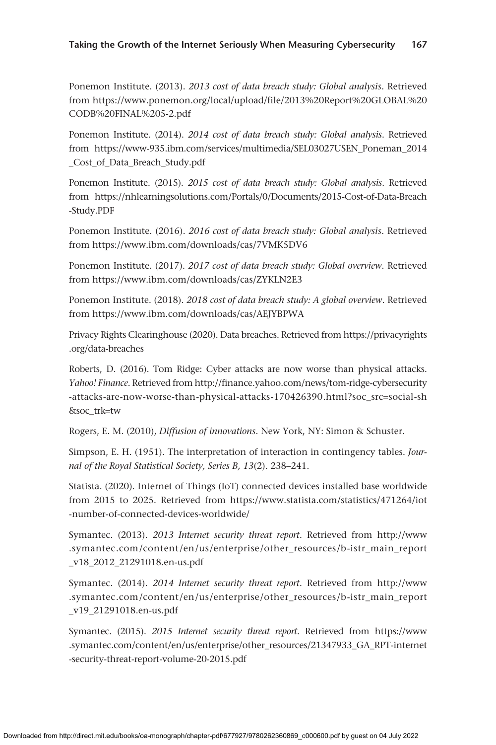Ponemon Institute. (2013). *2013 cost of data breach study: Global analysis*. Retrieved from https://www.ponemon.org/local/upload/file/2013%20Report%20GLOBAL%20CODB%20FINAL%205-2.pdf

Ponemon Institute. (2014). *2014 cost of data breach study: Global analysis*. Retrieved from https://www-935.ibm.com/services/multimedia/SEL03027USEN_Poneman_2014_Cost_of_Data_Breach_Study.pdf

Ponemon Institute. (2015). *2015 cost of data breach study: Global analysis*. Retrieved from https://nhlearningsolutions.com/Portals/0/Documents/2015-Cost-of-Data-Breach-Study.PDF

Ponemon Institute. (2016). *2016 cost of data breach study: Global analysis*. Retrieved from https://www.ibm.com/downloads/cas/7VMK5DV6

Ponemon Institute. (2017). *2017 cost of data breach study: Global overview*. Retrieved from https://www.ibm.com/downloads/cas/ZYKLN2E3

Ponemon Institute. (2018). *2018 cost of data breach study: A global overview*. Retrieved from https://www.ibm.com/downloads/cas/AEJYBPWA

Privacy Rights Clearinghouse (2020). Data breaches. Retrieved from https://privacyrights.org/data-breaches

Roberts, D. (2016). Tom Ridge: Cyber attacks are now worse than physical attacks. *Yahoo! Finance*. Retrieved from http://finance.yahoo.com/news/tom-ridge-cybersecurity-attacks-are-now-worse-than-physical-attacks-170426390.html?soc_src=social-sh&soc_trk=tw

Rogers, E. M. (2010), *Diffusion of innovations*. New York, NY: Simon & Schuster.

Simpson, E. H. (1951). The interpretation of interaction in contingency tables. *Journal of the Royal Statistical Society, Series B, 13*(2). 238–241.

Statista. (2020). Internet of Things (IoT) connected devices installed base worldwide from 2015 to 2025. Retrieved from https://www.statista.com/statistics/471264/iot-number-of-connected-devices-worldwide/

Symantec. (2013). *2013 Internet security threat report*. Retrieved from http://www.symantec.com/content/en/us/enterprise/other_resources/b-istr_main_report_v18_2012_21291018.en-us.pdf

Symantec. (2014). *2014 Internet security threat report*. Retrieved from http://www.symantec.com/content/en/us/enterprise/other_resources/b-istr_main_report_v19_21291018.en-us.pdf

Symantec. (2015). *2015 Internet security threat report*. Retrieved from https://www.symantec.com/content/en/us/enterprise/other_resources/21347933_GA_RPT-internet-security-threat-report-volume-20-2015.pdf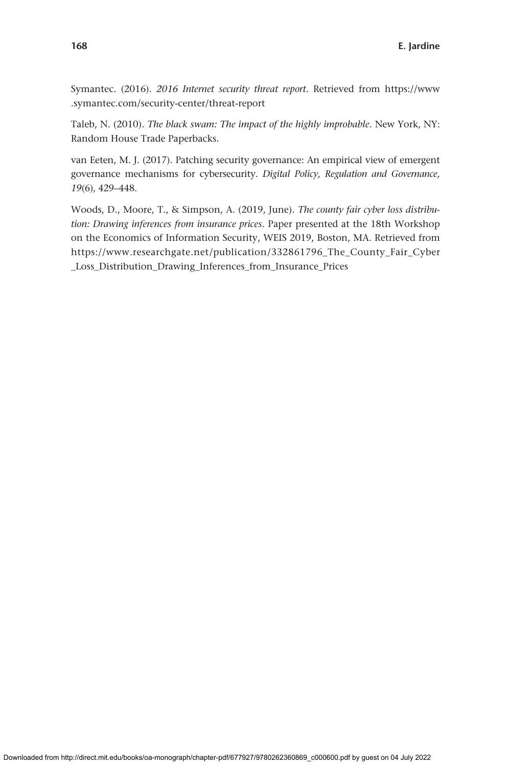Symantec. (2016). *2016 Internet security threat report*. Retrieved from https://www.symantec.com/security-center/threat-report

Taleb, N. (2010). *The black swam: The impact of the highly improbable*. New York, NY: Random House Trade Paperbacks.

van Eeten, M. J. (2017). Patching security governance: An empirical view of emergent governance mechanisms for cybersecurity. *Digital Policy, Regulation and Governance, 19*(6), 429–448.

Woods, D., Moore, T., & Simpson, A. (2019, June). *The county fair cyber loss distribution: Drawing inferences from insurance prices*. Paper presented at the 18th Workshop on the Economics of Information Security, WEIS 2019, Boston, MA. Retrieved from https://www.researchgate.net/publication/332861796_The_County_Fair_Cyber_Loss_Distribution_Drawing_Inferences_from_Insurance_Prices